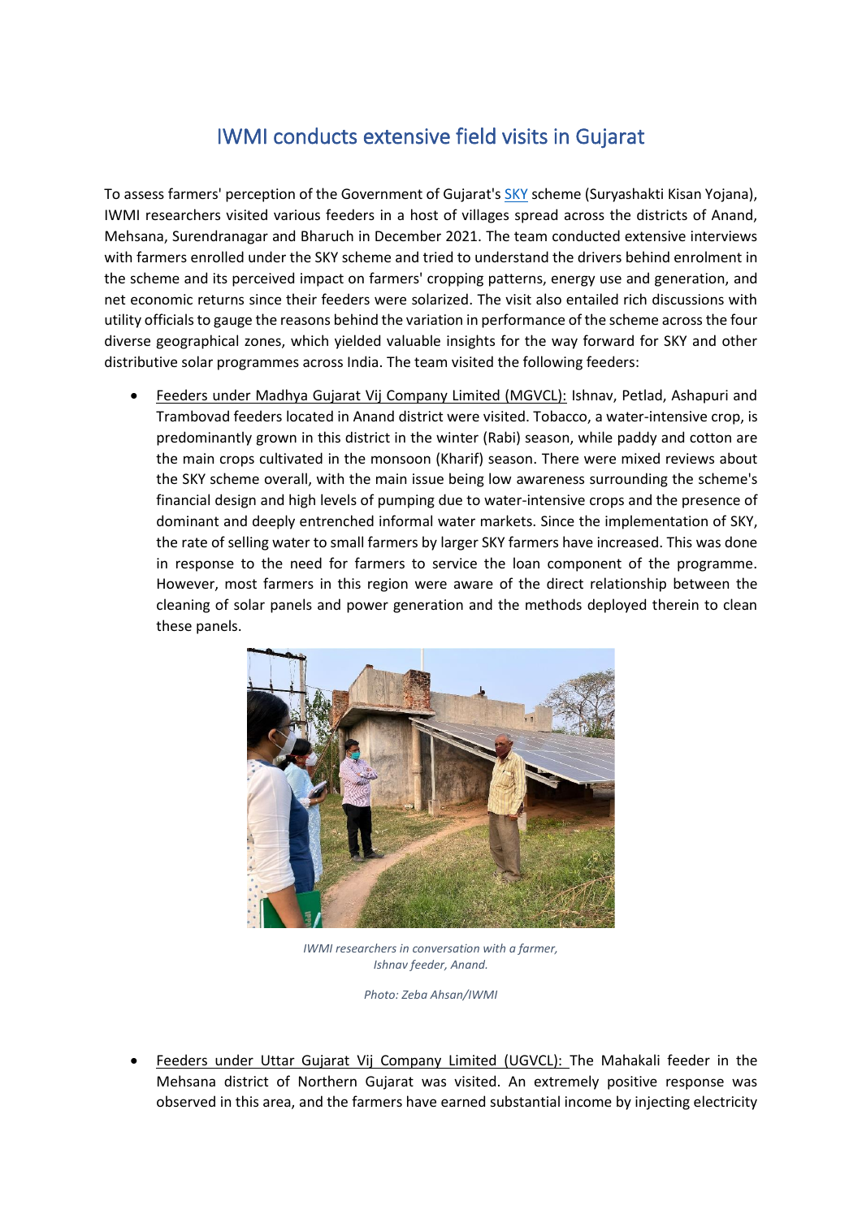# IWMI conducts extensive field visits in Gujarat

To assess farmers' perception of the Government of Gujarat's SKY scheme (Suryashakti Kisan Yojana), IWMI researchers visited various feeders in a host of villages spread across the districts of Anand, Mehsana, Surendranagar and Bharuch in December 2021. The team conducted extensive interviews with farmers enrolled under the SKY scheme and tried to understand the drivers behind enrolment in the scheme and its perceived impact on farmers' cropping patterns, energy use and generation, and net economic returns since their feeders were solarized. The visit also entailed rich discussions with utility officials to gauge the reasons behind the variation in performance of the scheme across the four diverse geographical zones, which yielded valuable insights for the way forward for SKY and other distributive solar programmes across India. The team visited the following feeders:

- Feeders under Madhya Gujarat Vij Company Limited (MGVCL): Ishnav, Petlad, Ashapuri and Trambovad feeders located in Anand district were visited. Tobacco, a water-intensive crop, is predominantly grown in this district in the winter (Rabi) season, while paddy and cotton are the main crops cultivated in the monsoon (Kharif) season. There were mixed reviews about the SKY scheme overall, with the main issue being low awareness surrounding the scheme's financial design and high levels of pumping due to water-intensive crops and the presence of dominant and deeply entrenched informal water markets. Since the implementation of SKY, the rate of selling water to small farmers by larger SKY farmers have increased. This was done in response to the need for farmers to service the loan component of the programme. However, most farmers in this region were aware of the direct relationship between the cleaning of solar panels and power generation and the methods deployed therein to clean these panels.

*IWMI researchers in conversation with a farmer, Ishnav feeder, Anand.*

*Photo: Zeba Ahsan/IWMI*

- Feeders under Uttar Gujarat Vij Company Limited (UGVCL): The Mahakali feeder in the Mehsana district of Northern Gujarat was visited. An extremely positive response was observed in this area, and the farmers have earned substantial income by injecting electricity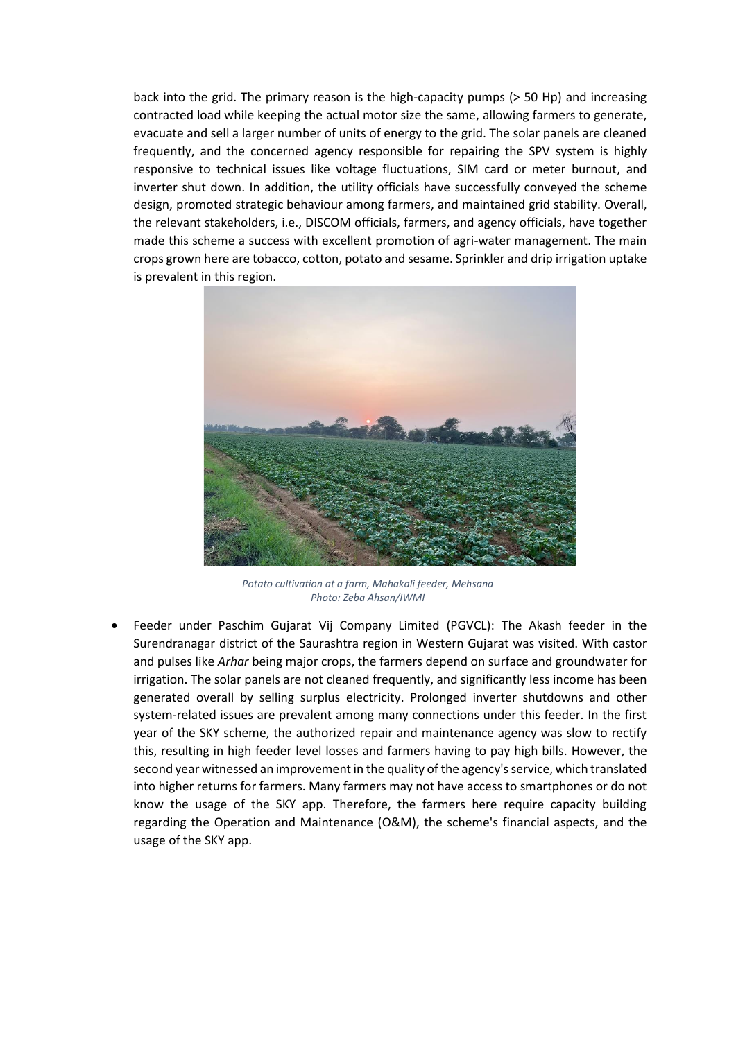back into the grid. The primary reason is the high-capacity pumps (> 50 Hp) and increasing contracted load while keeping the actual motor size the same, allowing farmers to generate, evacuate and sell a larger number of units of energy to the grid. The solar panels are cleaned frequently, and the concerned agency responsible for repairing the SPV system is highly responsive to technical issues like voltage fluctuations, SIM card or meter burnout, and inverter shut down. In addition, the utility officials have successfully conveyed the scheme design, promoted strategic behaviour among farmers, and maintained grid stability. Overall, the relevant stakeholders, i.e., DISCOM officials, farmers, and agency officials, have together made this scheme a success with excellent promotion of agri-water management. The main crops grown here are tobacco, cotton, potato and sesame. Sprinkler and drip irrigation uptake is prevalent in this region.

*Potato cultivation at a farm, Mahakali feeder, Mehsana*
*Photo: Zeba Ahsan/IWMI*

- Feeder under Paschim Gujarat Vij Company Limited (PGVCL): The Akash feeder in the Surendranagar district of the Saurashtra region in Western Gujarat was visited. With castor and pulses like *Arhar* being major crops, the farmers depend on surface and groundwater for irrigation. The solar panels are not cleaned frequently, and significantly less income has been generated overall by selling surplus electricity. Prolonged inverter shutdowns and other system-related issues are prevalent among many connections under this feeder. In the first year of the SKY scheme, the authorized repair and maintenance agency was slow to rectify this, resulting in high feeder level losses and farmers having to pay high bills. However, the second year witnessed an improvement in the quality of the agency's service, which translated into higher returns for farmers. Many farmers may not have access to smartphones or do not know the usage of the SKY app. Therefore, the farmers here require capacity building regarding the Operation and Maintenance (O&M), the scheme's financial aspects, and the usage of the SKY app.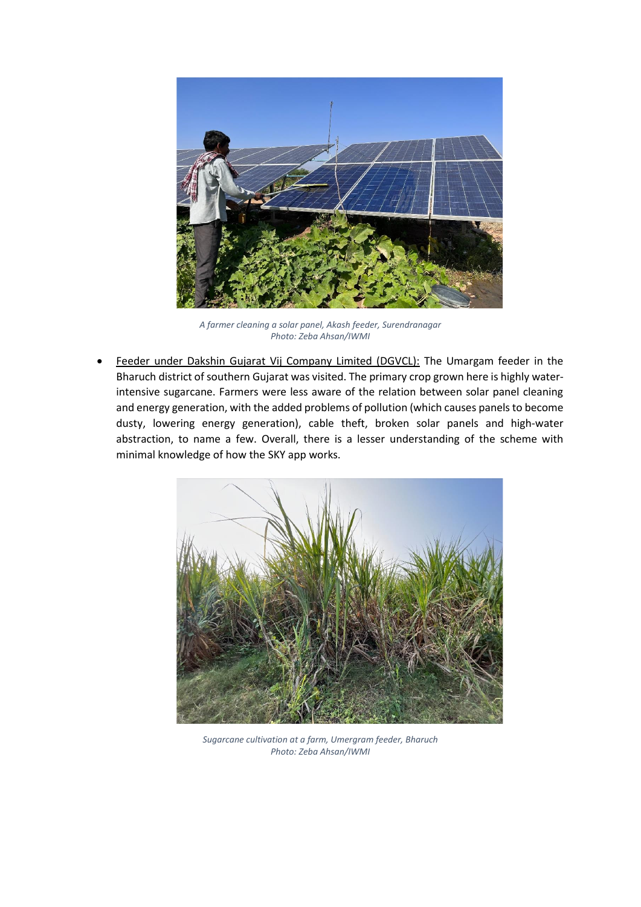*A farmer cleaning a solar panel, Akash feeder, Surendranagar*
*Photo: Zeba Ahsan/IWMI*

- Feeder under Dakshin Gujarat Vij Company Limited (DGVCL): The Umargam feeder in the Bharuch district of southern Gujarat was visited. The primary crop grown here is highly water-intensive sugarcane. Farmers were less aware of the relation between solar panel cleaning and energy generation, with the added problems of pollution (which causes panels to become dusty, lowering energy generation), cable theft, broken solar panels and high-water abstraction, to name a few. Overall, there is a lesser understanding of the scheme with minimal knowledge of how the SKY app works.

*Sugarcane cultivation at a farm, Umergram feeder, Bharuch*
*Photo: Zeba Ahsan/IWMI*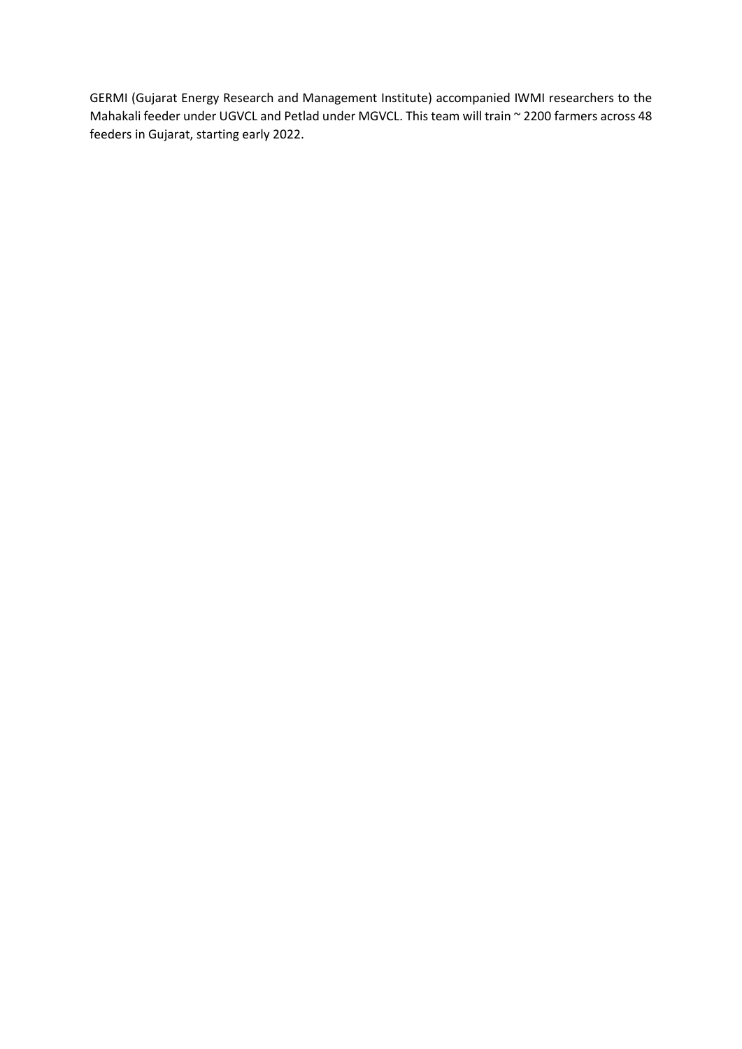GERMI (Gujarat Energy Research and Management Institute) accompanied IWMI researchers to the Mahakali feeder under UGVCL and Petlad under MGVCL. This team will train ~ 2200 farmers across 48 feeders in Gujarat, starting early 2022.